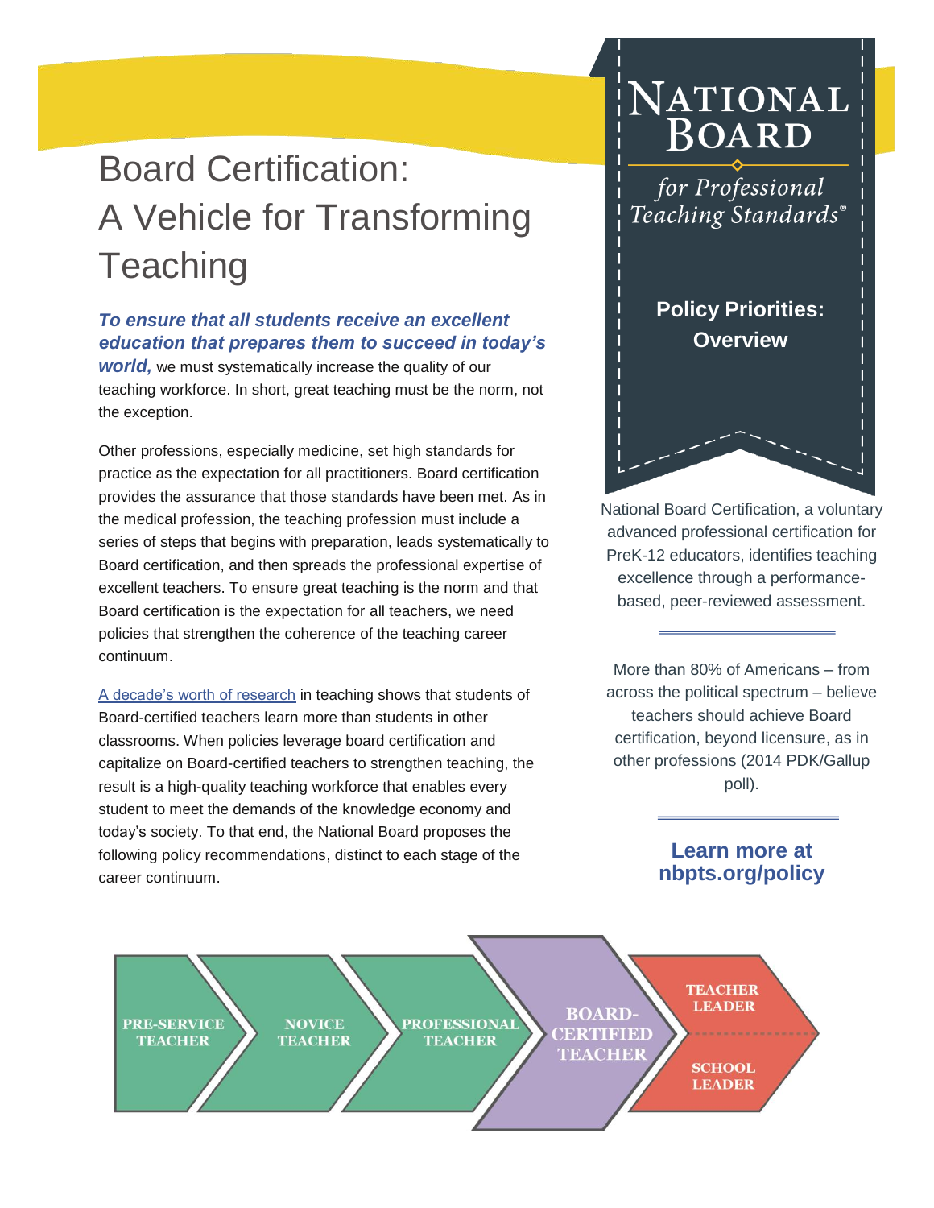# Board Certification: A Vehicle for Transforming Teaching

***To ensure that all students receive an excellent education that prepares them to succeed in today's world,*** we must systematically increase the quality of our teaching workforce. In short, great teaching must be the norm, not the exception.

Other professions, especially medicine, set high standards for practice as the expectation for all practitioners. Board certification provides the assurance that those standards have been met. As in the medical profession, the teaching profession must include a series of steps that begins with preparation, leads systematically to Board certification, and then spreads the professional expertise of excellent teachers. To ensure great teaching is the norm and that Board certification is the expectation for all teachers, we need policies that strengthen the coherence of the teaching career continuum.

A decade's worth of research in teaching shows that students of Board-certified teachers learn more than students in other classrooms. When policies leverage board certification and capitalize on Board-certified teachers to strengthen teaching, the result is a high-quality teaching workforce that enables every student to meet the demands of the knowledge economy and today's society. To that end, the National Board proposes the following policy recommendations, distinct to each stage of the career continuum.

**National Board for Professional Teaching Standards®**

**Policy Priorities: Overview**

National Board Certification, a voluntary advanced professional certification for PreK-12 educators, identifies teaching excellence through a performance-based, peer-reviewed assessment.

More than 80% of Americans – from across the political spectrum – believe teachers should achieve Board certification, beyond licensure, as in other professions (2014 PDK/Gallup poll).

**Learn more at nbpts.org/policy**

PRE-SERVICE TEACHER → NOVICE TEACHER → PROFESSIONAL TEACHER → BOARD-CERTIFIED TEACHER → TEACHER LEADER / SCHOOL LEADER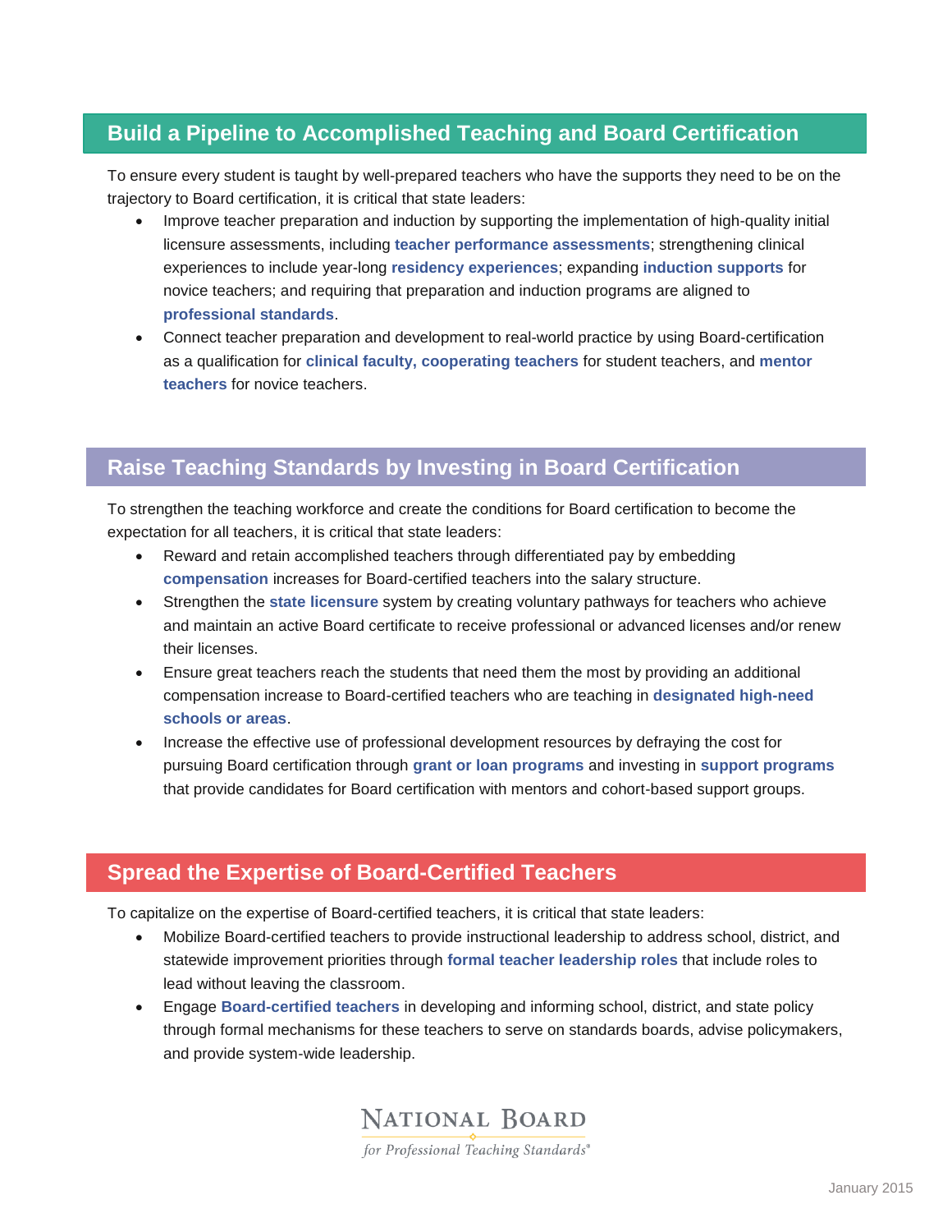## Build a Pipeline to Accomplished Teaching and Board Certification

To ensure every student is taught by well-prepared teachers who have the supports they need to be on the trajectory to Board certification, it is critical that state leaders:

- Improve teacher preparation and induction by supporting the implementation of high-quality initial licensure assessments, including **teacher performance assessments**; strengthening clinical experiences to include year-long **residency experiences**; expanding **induction supports** for novice teachers; and requiring that preparation and induction programs are aligned to **professional standards**.
- Connect teacher preparation and development to real-world practice by using Board-certification as a qualification for **clinical faculty, cooperating teachers** for student teachers, and **mentor teachers** for novice teachers.

## Raise Teaching Standards by Investing in Board Certification

To strengthen the teaching workforce and create the conditions for Board certification to become the expectation for all teachers, it is critical that state leaders:

- Reward and retain accomplished teachers through differentiated pay by embedding **compensation** increases for Board-certified teachers into the salary structure.
- Strengthen the **state licensure** system by creating voluntary pathways for teachers who achieve and maintain an active Board certificate to receive professional or advanced licenses and/or renew their licenses.
- Ensure great teachers reach the students that need them the most by providing an additional compensation increase to Board-certified teachers who are teaching in **designated high-need schools or areas**.
- Increase the effective use of professional development resources by defraying the cost for pursuing Board certification through **grant or loan programs** and investing in **support programs** that provide candidates for Board certification with mentors and cohort-based support groups.

## Spread the Expertise of Board-Certified Teachers

To capitalize on the expertise of Board-certified teachers, it is critical that state leaders:

- Mobilize Board-certified teachers to provide instructional leadership to address school, district, and statewide improvement priorities through **formal teacher leadership roles** that include roles to lead without leaving the classroom.
- Engage **Board-certified teachers** in developing and informing school, district, and state policy through formal mechanisms for these teachers to serve on standards boards, advise policymakers, and provide system-wide leadership.

NATIONAL BOARD
*for Professional Teaching Standards®*

January 2015